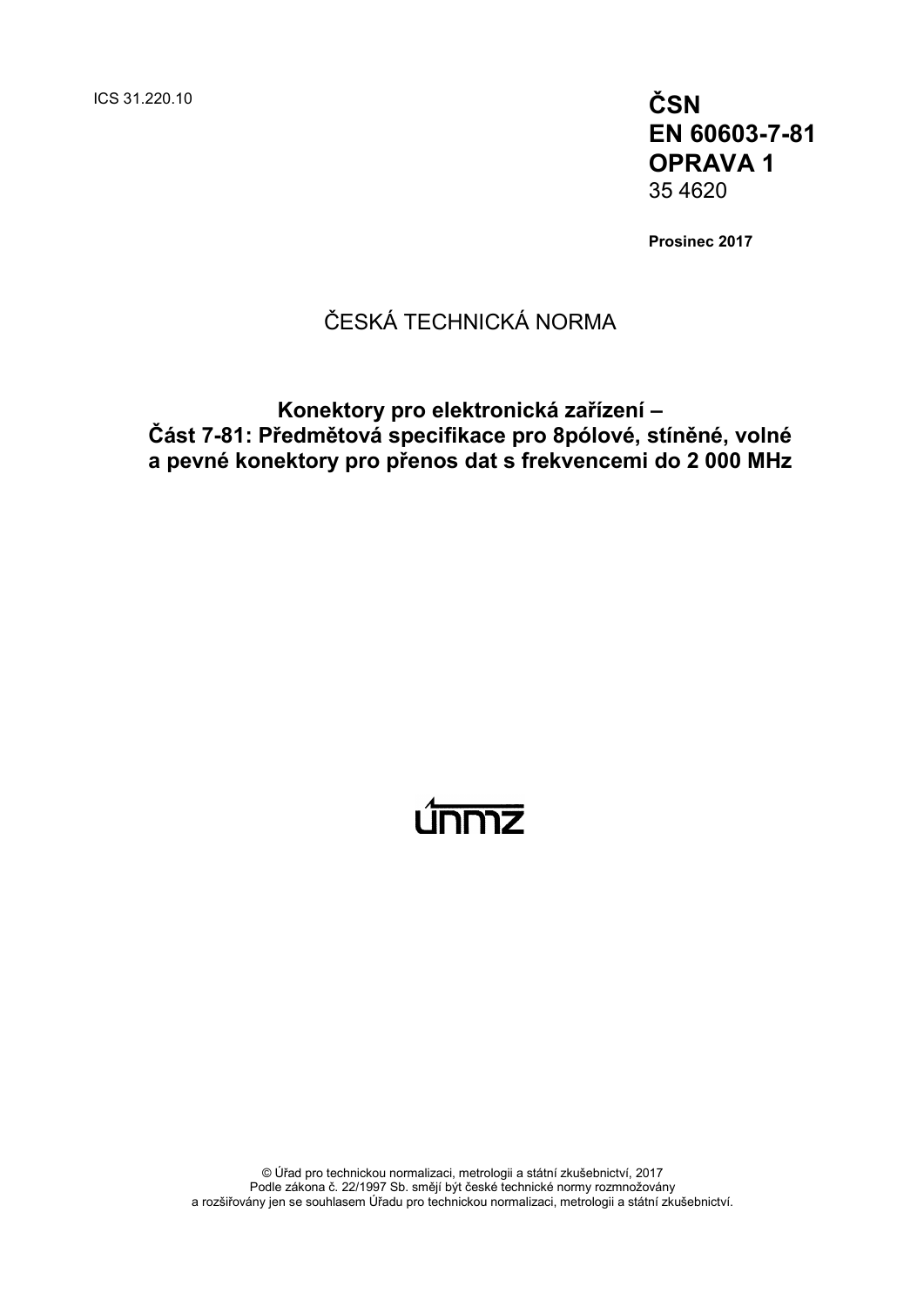ICS 31.220.10

**ČSN**
**EN 60603-7-81**
**OPRAVA 1**
35 4620

**Prosinec 2017**

ČESKÁ TECHNICKÁ NORMA

# Konektory pro elektronická zařízení – Část 7-81: Předmětová specifikace pro 8pólové, stíněné, volné a pevné konektory pro přenos dat s frekvencemi do 2 000 MHz

únmz

© Úřad pro technickou normalizaci, metrologii a státní zkušebnictví, 2017
Podle zákona č. 22/1997 Sb. smějí být české technické normy rozmnožovány
a rozšiřovány jen se souhlasem Úřadu pro technickou normalizaci, metrologii a státní zkušebnictví.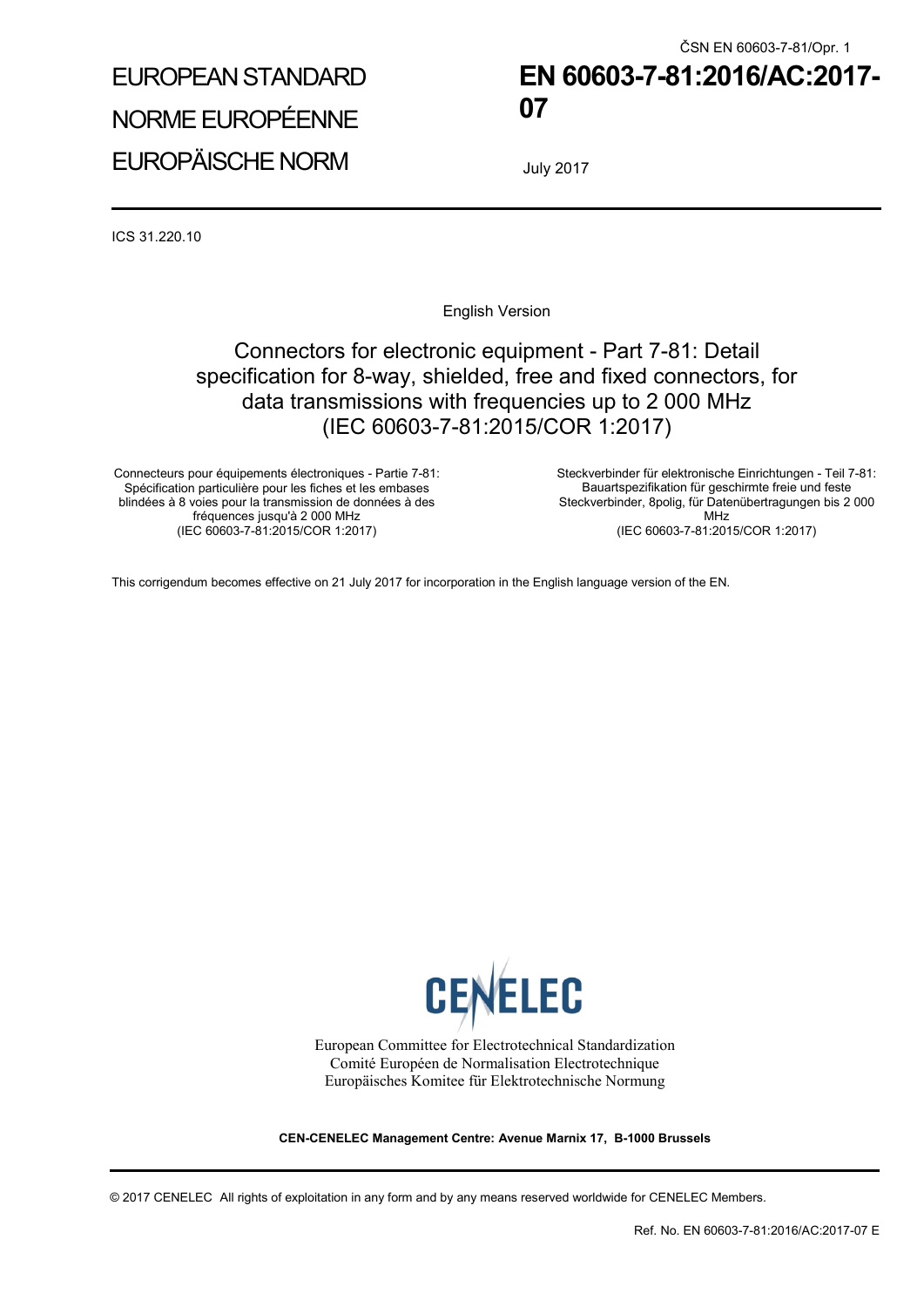ČSN EN 60603-7-81/Opr. 1

EUROPEAN STANDARD

NORME EUROPÉENNE

EUROPÄISCHE NORM

# EN 60603-7-81:2016/AC:2017-07

July 2017

ICS 31.220.10

English Version

## Connectors for electronic equipment - Part 7-81: Detail specification for 8-way, shielded, free and fixed connectors, for data transmissions with frequencies up to 2 000 MHz (IEC 60603-7-81:2015/COR 1:2017)

Connecteurs pour équipements électroniques - Partie 7-81: Spécification particulière pour les fiches et les embases blindées à 8 voies pour la transmission de données à des fréquences jusqu'à 2 000 MHz
(IEC 60603-7-81:2015/COR 1:2017)

Steckverbinder für elektronische Einrichtungen - Teil 7-81: Bauartspezifikation für geschirmte freie und feste Steckverbinder, 8polig, für Datenübertragungen bis 2 000 MHz
(IEC 60603-7-81:2015/COR 1:2017)

This corrigendum becomes effective on 21 July 2017 for incorporation in the English language version of the EN.

CENELEC

European Committee for Electrotechnical Standardization
Comité Européen de Normalisation Electrotechnique
Europäisches Komitee für Elektrotechnische Normung

**CEN-CENELEC Management Centre: Avenue Marnix 17, B-1000 Brussels**

© 2017 CENELEC All rights of exploitation in any form and by any means reserved worldwide for CENELEC Members.

Ref. No. EN 60603-7-81:2016/AC:2017-07 E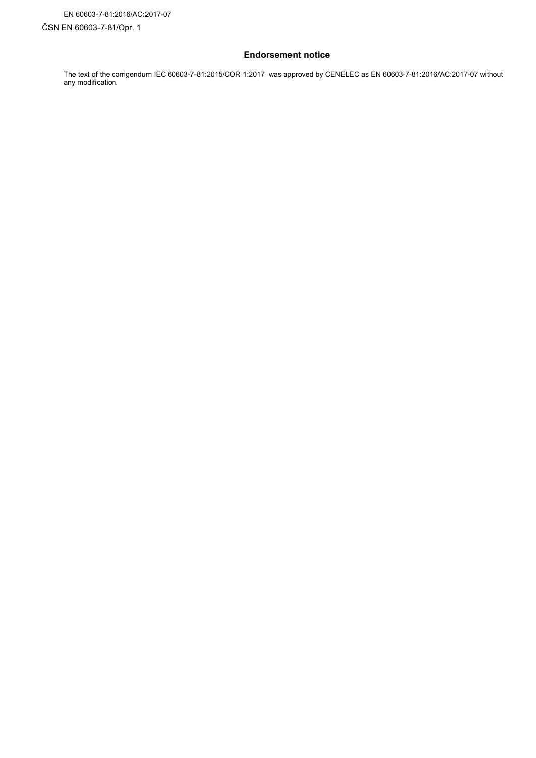## Endorsement notice

The text of the corrigendum IEC 60603-7-81:2015/COR 1:2017 was approved by CENELEC as EN 60603-7-81:2016/AC:2017-07 without any modification.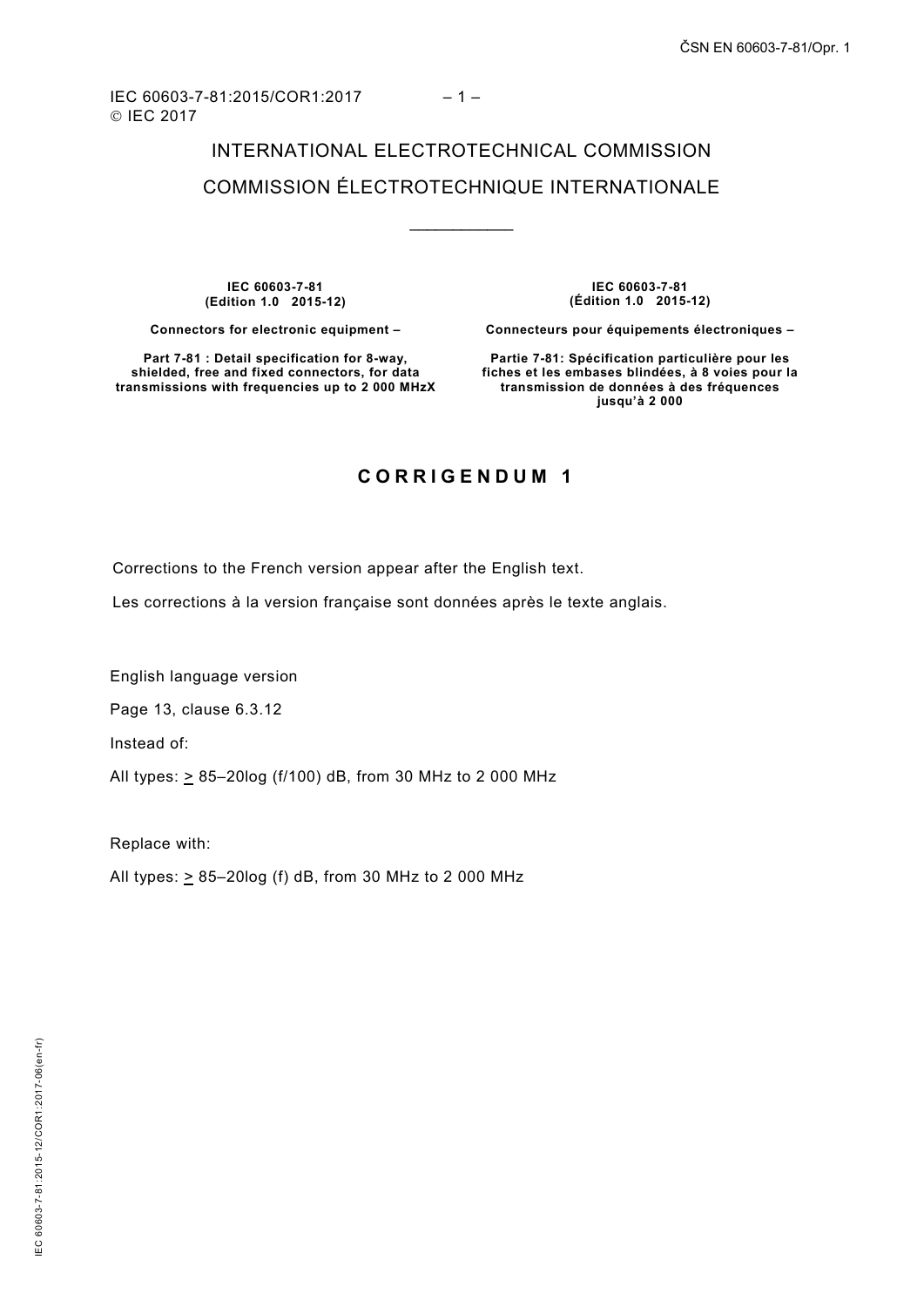IEC 60603-7-81:2015/COR1:2017
© IEC 2017

# INTERNATIONAL ELECTROTECHNICAL COMMISSION

# COMMISSION ÉLECTROTECHNIQUE INTERNATIONALE

___________

**IEC 60603-7-81**
**(Edition 1.0 2015-12)**

**Connectors for electronic equipment –**

**Part 7-81 : Detail specification for 8-way, shielded, free and fixed connectors, for data transmissions with frequencies up to 2 000 MHzX**

**IEC 60603-7-81**
**(Édition 1.0 2015-12)**

**Connecteurs pour équipements électroniques –**

**Partie 7-81: Spécification particulière pour les fiches et les embases blindées, à 8 voies pour la transmission de données à des fréquences jusqu'à 2 000**

## CORRIGENDUM 1

Corrections to the French version appear after the English text.

Les corrections à la version française sont données après le texte anglais.

English language version

Page 13, clause 6.3.12

Instead of:

All types: $\geq$ 85–20log (f/100) dB, from 30 MHz to 2 000 MHz

Replace with:

All types: $\geq$ 85–20log (f) dB, from 30 MHz to 2 000 MHz

IEC 60603-7-81:2015-12/COR1:2017-06(en-fr)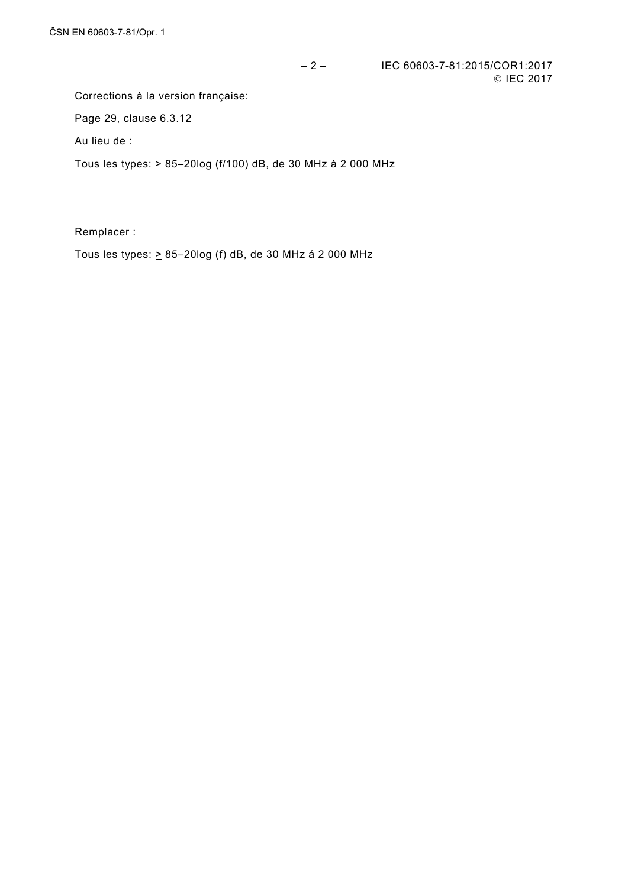Corrections à la version française:

Page 29, clause 6.3.12

Au lieu de :

Tous les types: $\geq$ 85–20log (f/100) dB, de 30 MHz à 2 000 MHz

Remplacer :

Tous les types: $\geq$ 85–20log (f) dB, de 30 MHz á 2 000 MHz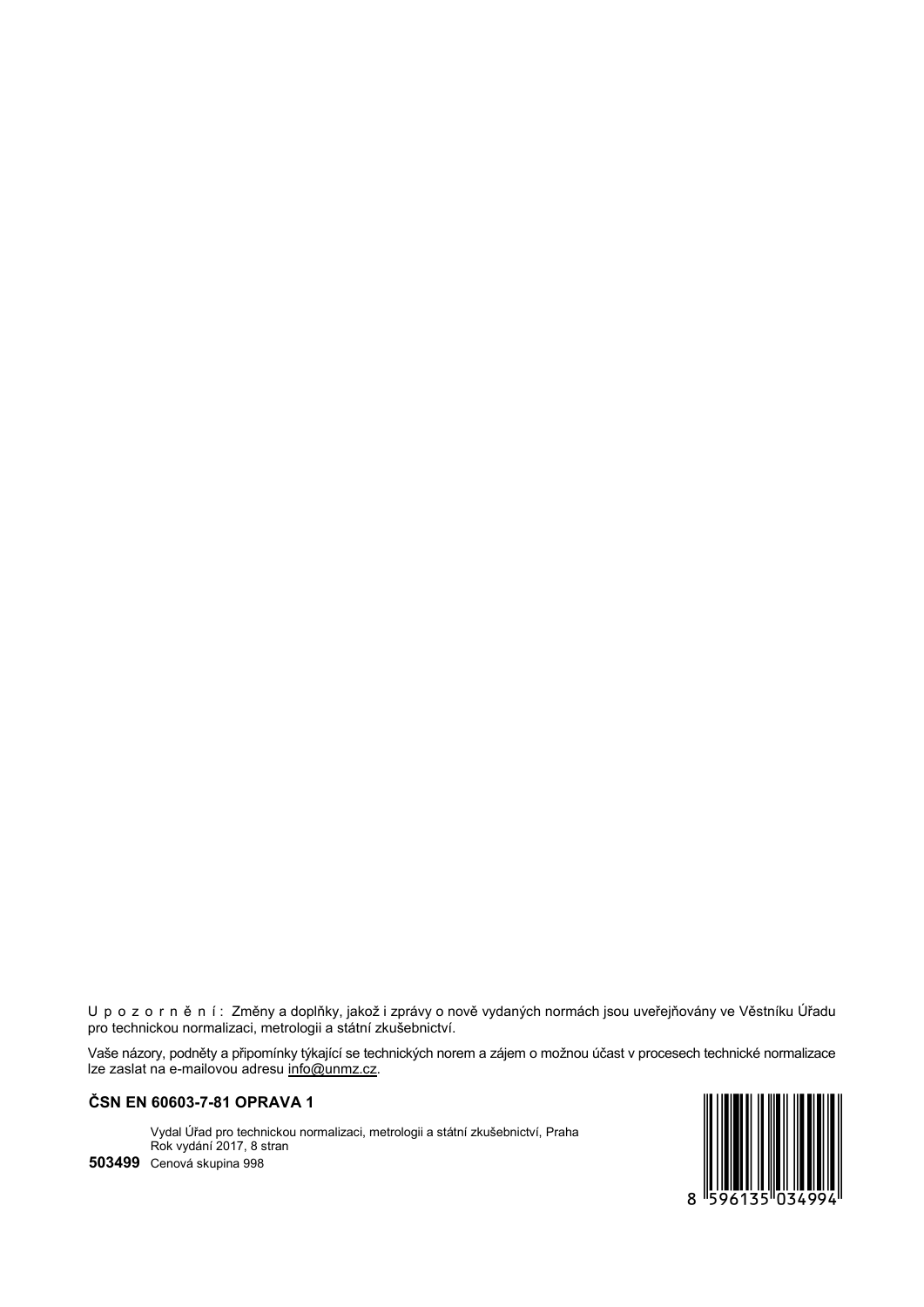U p o z o r n ě n í : Změny a doplňky, jakož i zprávy o nově vydaných normách jsou uveřejňovány ve Věstníku Úřadu pro technickou normalizaci, metrologii a státní zkušebnictví.

Vaše názory, podněty a připomínky týkající se technických norem a zájem o možnou účast v procesech technické normalizace lze zaslat na e-mailovou adresu info@unmz.cz.

**ČSN EN 60603-7-81 OPRAVA 1**

Vydal Úřad pro technickou normalizaci, metrologii a státní zkušebnictví, Praha
Rok vydání 2017, 8 stran

**503499** Cenová skupina 998

8 596135 034994